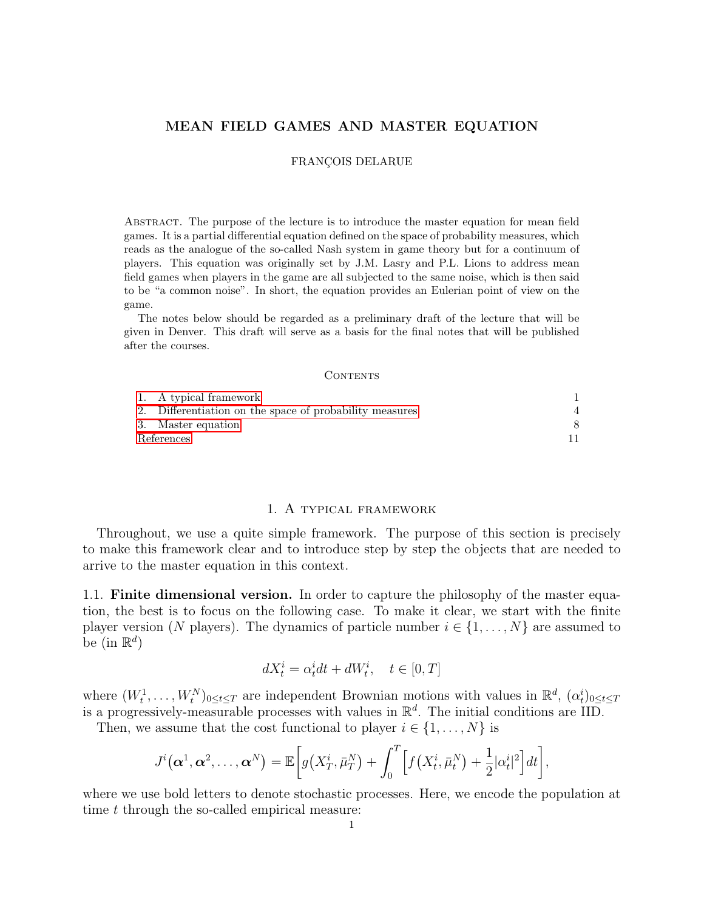# MEAN FIELD GAMES AND MASTER EQUATION

FRANÇOIS DELARUE

Abstract. The purpose of the lecture is to introduce the master equation for mean field games. It is a partial differential equation defined on the space of probability measures, which reads as the analogue of the so-called Nash system in game theory but for a continuum of players. This equation was originally set by J.M. Lasry and P.L. Lions to address mean field games when players in the game are all subjected to the same noise, which is then said to be "a common noise". In short, the equation provides an Eulerian point of view on the game.

The notes below should be regarded as a preliminary draft of the lecture that will be given in Denver. This draft will serve as a basis for the final notes that will be published after the courses.

Contents

| | |
|---|---|
| 1. A typical framework | 1 |
| 2. Differentiation on the space of probability measures | 4 |
| 3. Master equation | 8 |
| References | 11 |

## 1. A typical framework

Throughout, we use a quite simple framework. The purpose of this section is precisely to make this framework clear and to introduce step by step the objects that are needed to arrive to the master equation in this context.

### 1.1. Finite dimensional version.

In order to capture the philosophy of the master equation, the best is to focus on the following case. To make it clear, we start with the finite player version ($N$ players). The dynamics of particle number $i \in \{1, \dots, N\}$ are assumed to be (in $\mathbb{R}^d$)

$$dX_t^i = \alpha_t^i dt + dW_t^i, \quad t \in [0, T]$$

where $(W_t^1, \dots, W_t^N)_{0 \le t \le T}$ are independent Brownian motions with values in $\mathbb{R}^d$, $(\alpha_t^i)_{0 \le t \le T}$ is a progressively-measurable processes with values in $\mathbb{R}^d$. The initial conditions are IID.

Then, we assume that the cost functional to player $i \in \{1, \dots, N\}$ is

$$J^i(\boldsymbol{\alpha}^1, \boldsymbol{\alpha}^2, \dots, \boldsymbol{\alpha}^N) = \mathbb{E}\bigg[ g\big(X_T^i, \bar{\mu}_T^N\big) + \int_0^T \Big[ f\big(X_t^i, \bar{\mu}_t^N\big) + \frac{1}{2}|\alpha_t^i|^2 \Big] dt \bigg],$$

where we use bold letters to denote stochastic processes. Here, we encode the population at time $t$ through the so-called empirical measure: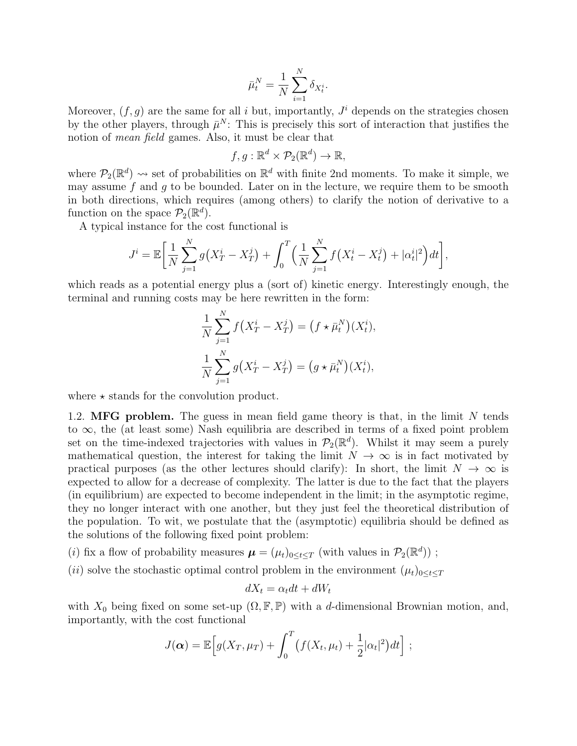$$\bar{\mu}_t^N = \frac{1}{N}\sum_{i=1}^N \delta_{X_t^i}.$$

Moreover, $(f, g)$ are the same for all $i$ but, importantly, $J^i$ depends on the strategies chosen by the other players, through $\bar{\mu}^N$: This is precisely this sort of interaction that justifies the notion of *mean field* games. Also, it must be clear that

$$f, g : \mathbb{R}^d \times \mathcal{P}_2(\mathbb{R}^d) \to \mathbb{R},$$

where $\mathcal{P}_2(\mathbb{R}^d) \rightsquigarrow$ set of probabilities on $\mathbb{R}^d$ with finite 2nd moments. To make it simple, we may assume $f$ and $g$ to be bounded. Later on in the lecture, we require them to be smooth in both directions, which requires (among others) to clarify the notion of derivative to a function on the space $\mathcal{P}_2(\mathbb{R}^d)$.

A typical instance for the cost functional is

$$J^i = \mathbb{E}\bigg[\frac{1}{N}\sum_{j=1}^N g\big(X_T^i - X_T^j\big) + \int_0^T \Big(\frac{1}{N}\sum_{j=1}^N f\big(X_t^i - X_t^j\big) + |\alpha_t^i|^2\Big)dt\bigg],$$

which reads as a potential energy plus a (sort of) kinetic energy. Interestingly enough, the terminal and running costs may be here rewritten in the form:

$$\frac{1}{N}\sum_{j=1}^N f\big(X_T^i - X_T^j\big) = \big(f \star \bar{\mu}_t^N\big)(X_t^i),$$

$$\frac{1}{N}\sum_{j=1}^N g\big(X_T^i - X_T^j\big) = \big(g \star \bar{\mu}_t^N\big)(X_t^i),$$

where $\star$ stands for the convolution product.

1.2. **MFG problem.** The guess in mean field game theory is that, in the limit $N$ tends to $\infty$, the (at least some) Nash equilibria are described in terms of a fixed point problem set on the time-indexed trajectories with values in $\mathcal{P}_2(\mathbb{R}^d)$. Whilst it may seem a purely mathematical question, the interest for taking the limit $N \to \infty$ is in fact motivated by practical purposes (as the other lectures should clarify): In short, the limit $N \to \infty$ is expected to allow for a decrease of complexity. The latter is due to the fact that the players (in equilibrium) are expected to become independent in the limit; in the asymptotic regime, they no longer interact with one another, but they just feel the theoretical distribution of the population. To wit, we postulate that the (asymptotic) equilibria should be defined as the solutions of the following fixed point problem:

(*i*) fix a flow of probability measures $\boldsymbol{\mu} = (\mu_t)_{0\le t\le T}$ (with values in $\mathcal{P}_2(\mathbb{R}^d)$) ;

(*ii*) solve the stochastic optimal control problem in the environment $(\mu_t)_{0\le t\le T}$

$$dX_t = \alpha_t dt + dW_t$$

with $X_0$ being fixed on some set-up $(\Omega, \mathbb{F}, \mathbb{P})$ with a $d$-dimensional Brownian motion, and, importantly, with the cost functional

$$J(\boldsymbol{\alpha}) = \mathbb{E}\Big[g(X_T, \mu_T) + \int_0^T \big(f(X_t, \mu_t) + \frac{1}{2}|\alpha_t|^2\big)dt\Big] \ ;$$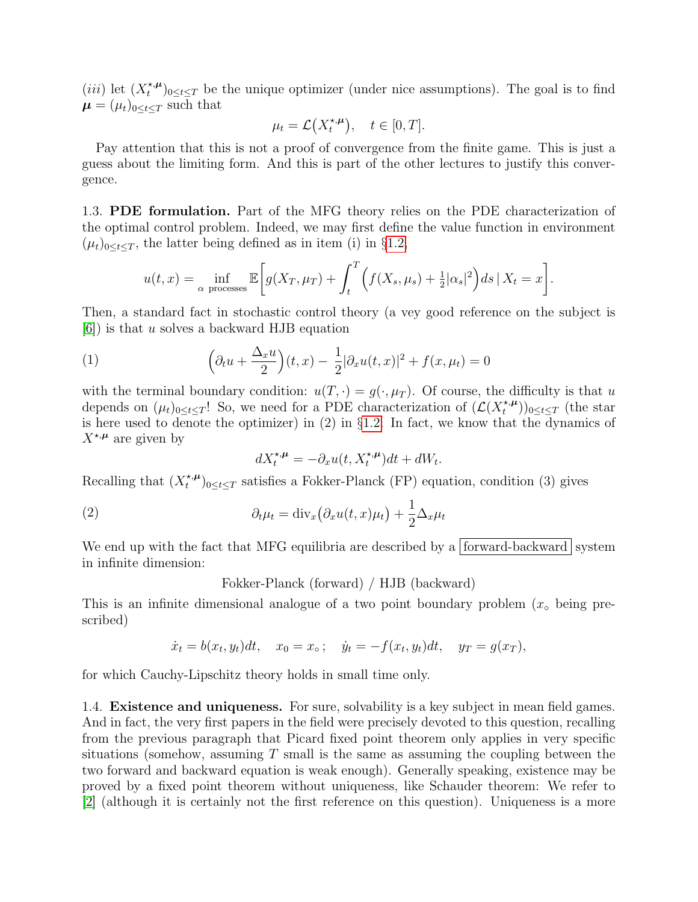(*iii*) let $(X_t^{\star,\boldsymbol{\mu}})_{0\le t\le T}$ be the unique optimizer (under nice assumptions). The goal is to find $\boldsymbol{\mu} = (\mu_t)_{0\le t\le T}$ such that

$$\mu_t = \mathcal{L}\big(X_t^{\star,\boldsymbol{\mu}}\big), \quad t \in [0,T].$$

Pay attention that this is not a proof of convergence from the finite game. This is just a guess about the limiting form. And this is part of the other lectures to justify this convergence.

1.3. **PDE formulation.** Part of the MFG theory relies on the PDE characterization of the optimal control problem. Indeed, we may first define the value function in environment $(\mu_t)_{0\le t\le T}$, the latter being defined as in item (i) in §1.2,

$$u(t,x) = \inf_{\alpha \text{ processes}} \mathbb{E}\bigg[g(X_T,\mu_T) + \int_t^T \Big(f(X_s,\mu_s) + \tfrac{1}{2}|\alpha_s|^2\Big)ds \,|\, X_t = x\bigg].$$

Then, a standard fact in stochastic control theory (a vey good reference on the subject is [6]) is that $u$ solves a backward HJB equation

$$\Big(\partial_t u + \frac{\Delta_x u}{2}\Big)(t,x) - \frac{1}{2}|\partial_x u(t,x)|^2 + f(x,\mu_t) = 0 \tag{1}$$

with the terminal boundary condition: $u(T,\cdot) = g(\cdot,\mu_T)$. Of course, the difficulty is that $u$ depends on $(\mu_t)_{0\le t\le T}$! So, we need for a PDE characterization of $(\mathcal{L}(X_t^{\star,\boldsymbol{\mu}}))_{0\le t\le T}$ (the star is here used to denote the optimizer) in (2) in §1.2. In fact, we know that the dynamics of $X^{\star,\boldsymbol{\mu}}$ are given by

$$dX_t^{\star,\boldsymbol{\mu}} = -\partial_x u(t,X_t^{\star,\boldsymbol{\mu}})dt + dW_t.$$

Recalling that $(X_t^{\star,\boldsymbol{\mu}})_{0\le t\le T}$ satisfies a Fokker-Planck (FP) equation, condition (3) gives

$$\partial_t \mu_t = \mathrm{div}_x\big(\partial_x u(t,x)\mu_t\big) + \frac{1}{2}\Delta_x \mu_t \tag{2}$$

We end up with the fact that MFG equilibria are described by a forward-backward system in infinite dimension:

Fokker-Planck (forward) / HJB (backward)

This is an infinite dimensional analogue of a two point boundary problem ($x_\circ$ being prescribed)

$$\dot{x}_t = b(x_t,y_t)dt, \quad x_0 = x_\circ\,; \quad \dot{y}_t = -f(x_t,y_t)dt, \quad y_T = g(x_T),$$

for which Cauchy-Lipschitz theory holds in small time only.

1.4. **Existence and uniqueness.** For sure, solvability is a key subject in mean field games. And in fact, the very first papers in the field were precisely devoted to this question, recalling from the previous paragraph that Picard fixed point theorem only applies in very specific situations (somehow, assuming $T$ small is the same as assuming the coupling between the two forward and backward equation is weak enough). Generally speaking, existence may be proved by a fixed point theorem without uniqueness, like Schauder theorem: We refer to [2] (although it is certainly not the first reference on this question). Uniqueness is a more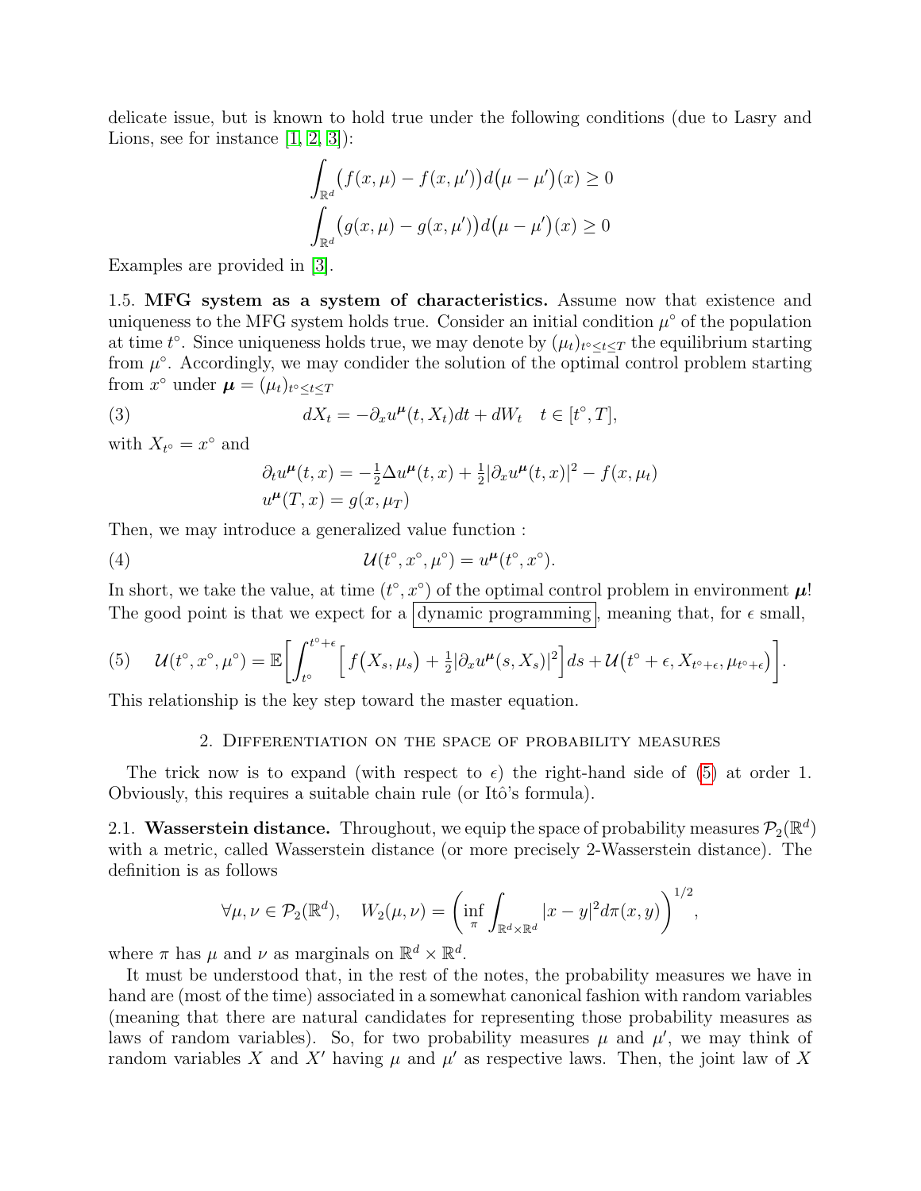delicate issue, but is known to hold true under the following conditions (due to Lasry and Lions, see for instance [1, 2, 3]):

$$\int_{\mathbb{R}^d} \big(f(x,\mu) - f(x,\mu')\big) d\big(\mu - \mu'\big)(x) \geq 0$$

$$\int_{\mathbb{R}^d} \big(g(x,\mu) - g(x,\mu')\big) d\big(\mu - \mu'\big)(x) \geq 0$$

Examples are provided in [3].

1.5. **MFG system as a system of characteristics.** Assume now that existence and uniqueness to the MFG system holds true. Consider an initial condition $\mu^\circ$ of the population at time $t^\circ$. Since uniqueness holds true, we may denote by $(\mu_t)_{t^\circ \leq t \leq T}$ the equilibrium starting from $\mu^\circ$. Accordingly, we may condider the solution of the optimal control problem starting from $x^\circ$ under $\boldsymbol{\mu} = (\mu_t)_{t^\circ \leq t \leq T}$

$$dX_t = -\partial_x u^{\boldsymbol{\mu}}(t, X_t)dt + dW_t \quad t \in [t^\circ, T], \tag{3}$$

with $X_{t^\circ} = x^\circ$ and

$$\begin{aligned} &\partial_t u^{\boldsymbol{\mu}}(t,x) = -\tfrac{1}{2}\Delta u^{\boldsymbol{\mu}}(t,x) + \tfrac{1}{2}|\partial_x u^{\boldsymbol{\mu}}(t,x)|^2 - f(x,\mu_t) \\ &u^{\boldsymbol{\mu}}(T,x) = g(x,\mu_T) \end{aligned}$$

Then, we may introduce a generalized value function :

$$\mathcal{U}(t^\circ, x^\circ, \mu^\circ) = u^{\boldsymbol{\mu}}(t^\circ, x^\circ). \tag{4}$$

In short, we take the value, at time $(t^\circ, x^\circ)$ of the optimal control problem in environment $\boldsymbol{\mu}$! The good point is that we expect for a dynamic programming, meaning that, for $\epsilon$ small,

$$\mathcal{U}(t^\circ, x^\circ, \mu^\circ) = \mathbb{E}\bigg[\int_{t^\circ}^{t^\circ+\epsilon} \Big[ f\big(X_s, \mu_s\big) + \tfrac{1}{2}|\partial_x u^{\boldsymbol{\mu}}(s, X_s)|^2 \Big] ds + \mathcal{U}\big(t^\circ + \epsilon, X_{t^\circ+\epsilon}, \mu_{t^\circ+\epsilon}\big)\bigg]. \tag{5}$$

This relationship is the key step toward the master equation.

## 2. Differentiation on the space of probability measures

The trick now is to expand (with respect to $\epsilon$) the right-hand side of (5) at order 1. Obviously, this requires a suitable chain rule (or Itô's formula).

2.1. **Wasserstein distance.** Throughout, we equip the space of probability measures $\mathcal{P}_2(\mathbb{R}^d)$ with a metric, called Wasserstein distance (or more precisely 2-Wasserstein distance). The definition is as follows

$$\forall \mu, \nu \in \mathcal{P}_2(\mathbb{R}^d), \quad W_2(\mu,\nu) = \left( \inf_\pi \int_{\mathbb{R}^d \times \mathbb{R}^d} |x-y|^2 d\pi(x,y) \right)^{1/2},$$

where $\pi$ has $\mu$ and $\nu$ as marginals on $\mathbb{R}^d \times \mathbb{R}^d$.

It must be understood that, in the rest of the notes, the probability measures we have in hand are (most of the time) associated in a somewhat canonical fashion with random variables (meaning that there are natural candidates for representing those probability measures as laws of random variables). So, for two probability measures $\mu$ and $\mu'$, we may think of random variables $X$ and $X'$ having $\mu$ and $\mu'$ as respective laws. Then, the joint law of $X$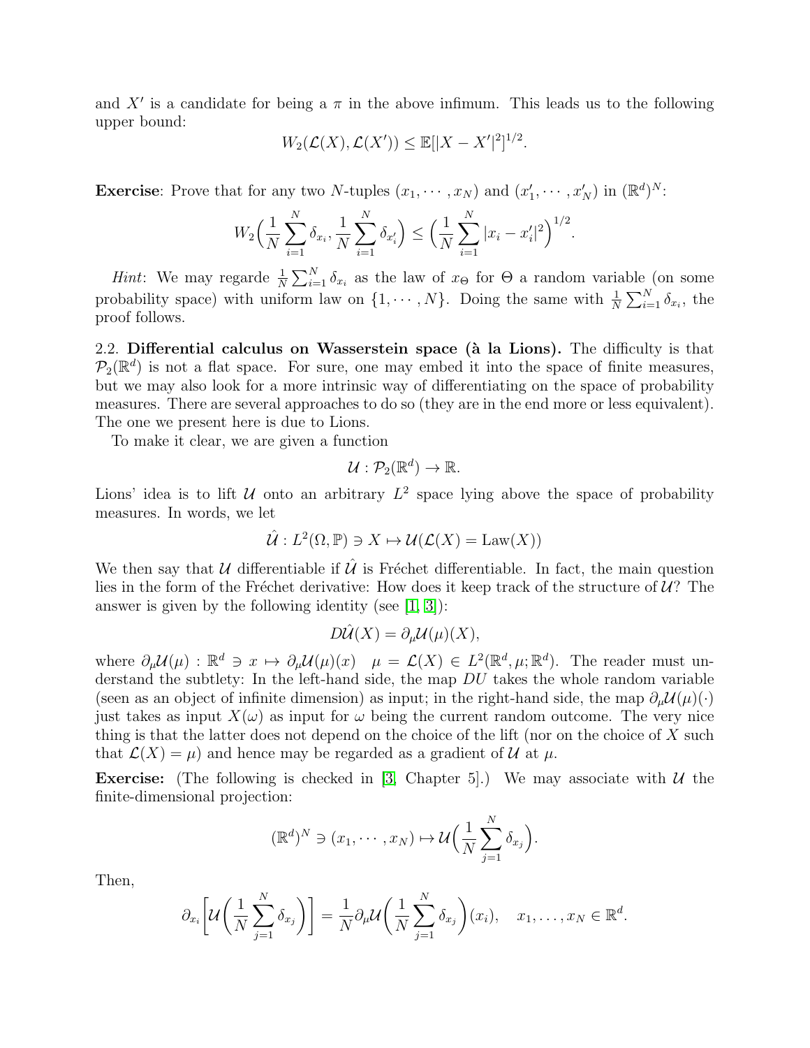and $X'$ is a candidate for being a $\pi$ in the above infimum. This leads us to the following upper bound:

$$W_2(\mathcal{L}(X), \mathcal{L}(X')) \leq \mathbb{E}[|X - X'|^2]^{1/2}.$$

**Exercise**: Prove that for any two $N$-tuples $(x_1, \cdots, x_N)$ and $(x'_1, \cdots, x'_N)$ in $(\mathbb{R}^d)^N$:

$$W_2\Big(\frac{1}{N}\sum_{i=1}^N \delta_{x_i}, \frac{1}{N}\sum_{i=1}^N \delta_{x'_i}\Big) \leq \Big(\frac{1}{N}\sum_{i=1}^N |x_i - x'_i|^2\Big)^{1/2}.$$

*Hint*: We may regarde $\frac{1}{N}\sum_{i=1}^N \delta_{x_i}$ as the law of $x_\Theta$ for $\Theta$ a random variable (on some probability space) with uniform law on $\{1, \cdots, N\}$. Doing the same with $\frac{1}{N}\sum_{i=1}^N \delta_{x_i}$, the proof follows.

2.2. **Differential calculus on Wasserstein space (à la Lions).** The difficulty is that $\mathcal{P}_2(\mathbb{R}^d)$ is not a flat space. For sure, one may embed it into the space of finite measures, but we may also look for a more intrinsic way of differentiating on the space of probability measures. There are several approaches to do so (they are in the end more or less equivalent). The one we present here is due to Lions.

To make it clear, we are given a function

$$\mathcal{U} : \mathcal{P}_2(\mathbb{R}^d) \to \mathbb{R}.$$

Lions' idea is to lift $\mathcal{U}$ onto an arbitrary $L^2$ space lying above the space of probability measures. In words, we let

$$\hat{\mathcal{U}} : L^2(\Omega, \mathbb{P}) \ni X \mapsto \mathcal{U}(\mathcal{L}(X) = \text{Law}(X))$$

We then say that $\mathcal{U}$ differentiable if $\hat{\mathcal{U}}$ is Fréchet differentiable. In fact, the main question lies in the form of the Fréchet derivative: How does it keep track of the structure of $\mathcal{U}$? The answer is given by the following identity (see [1, 3]):

$$D\hat{\mathcal{U}}(X) = \partial_\mu \mathcal{U}(\mu)(X),$$

where $\partial_\mu \mathcal{U}(\mu) : \mathbb{R}^d \ni x \mapsto \partial_\mu \mathcal{U}(\mu)(x) \quad \mu = \mathcal{L}(X) \in L^2(\mathbb{R}^d, \mu; \mathbb{R}^d)$. The reader must understand the subtlety: In the left-hand side, the map $DU$ takes the whole random variable (seen as an object of infinite dimension) as input; in the right-hand side, the map $\partial_\mu \mathcal{U}(\mu)(\cdot)$ just takes as input $X(\omega)$ as input for $\omega$ being the current random outcome. The very nice thing is that the latter does not depend on the choice of the lift (nor on the choice of $X$ such that $\mathcal{L}(X) = \mu$) and hence may be regarded as a gradient of $\mathcal{U}$ at $\mu$.

**Exercise:** (The following is checked in [3, Chapter 5].) We may associate with $\mathcal{U}$ the finite-dimensional projection:

$$(\mathbb{R}^d)^N \ni (x_1, \cdots, x_N) \mapsto \mathcal{U}\Big(\frac{1}{N}\sum_{j=1}^N \delta_{x_j}\Big).$$

Then,

$$\partial_{x_i}\Big[\mathcal{U}\Big(\frac{1}{N}\sum_{j=1}^N \delta_{x_j}\Big)\Big] = \frac{1}{N}\partial_\mu \mathcal{U}\Big(\frac{1}{N}\sum_{j=1}^N \delta_{x_j}\Big)(x_i), \quad x_1, \ldots, x_N \in \mathbb{R}^d.$$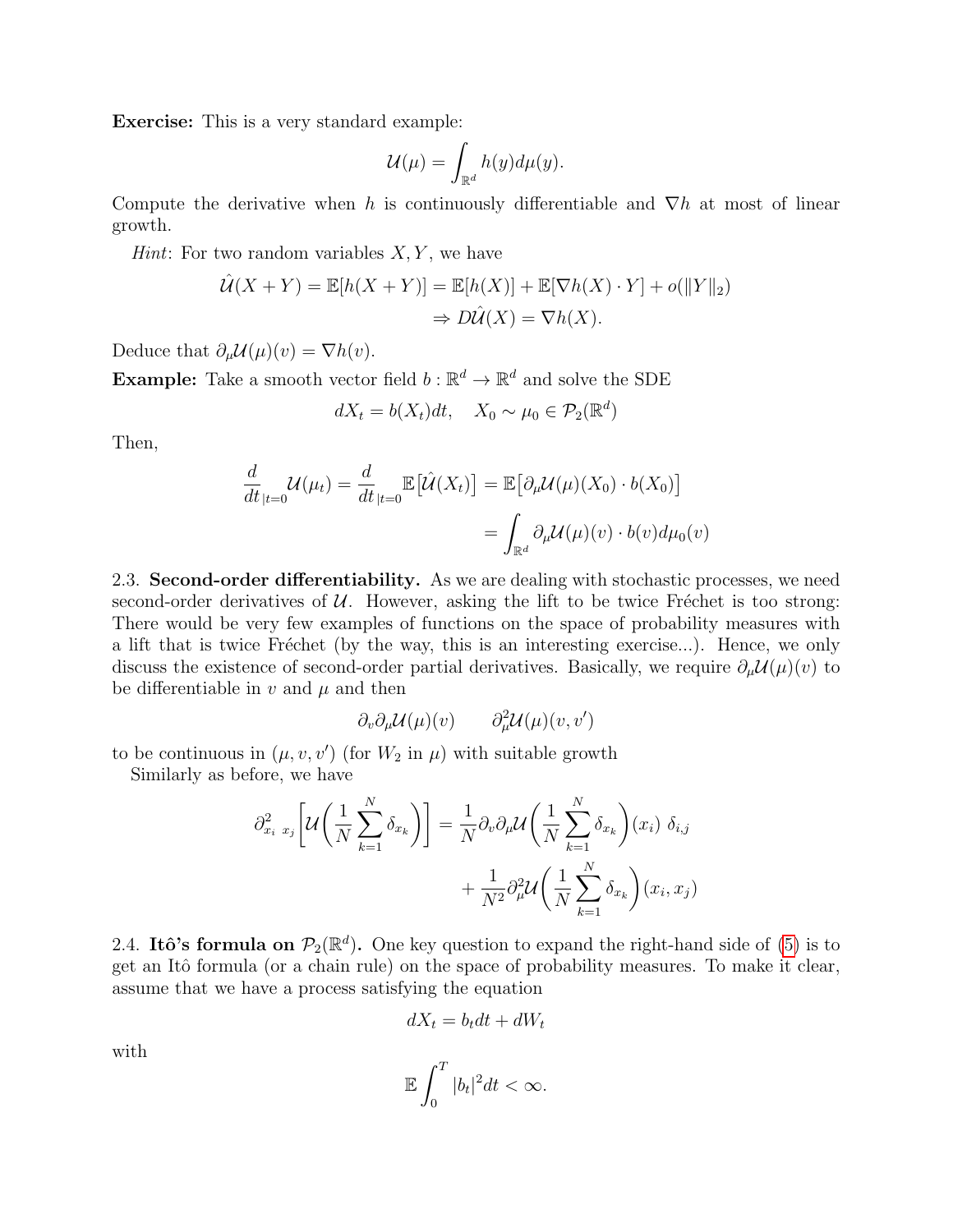**Exercise:** This is a very standard example:

$$\mathcal{U}(\mu) = \int_{\mathbb{R}^d} h(y) d\mu(y).$$

Compute the derivative when $h$ is continuously differentiable and $\nabla h$ at most of linear growth.

*Hint*: For two random variables $X, Y$, we have

$$\begin{aligned}
\hat{\mathcal{U}}(X+Y) = \mathbb{E}[h(X+Y)] &= \mathbb{E}[h(X)] + \mathbb{E}[\nabla h(X) \cdot Y] + o(\|Y\|_2) \\
&\Rightarrow D\hat{\mathcal{U}}(X) = \nabla h(X).
\end{aligned}$$

Deduce that $\partial_\mu \mathcal{U}(\mu)(v) = \nabla h(v)$.

**Example:** Take a smooth vector field $b : \mathbb{R}^d \to \mathbb{R}^d$ and solve the SDE

$$dX_t = b(X_t)dt, \quad X_0 \sim \mu_0 \in \mathcal{P}_2(\mathbb{R}^d)$$

Then,

$$\begin{aligned}
\frac{d}{dt}_{|t=0} \mathcal{U}(\mu_t) = \frac{d}{dt}_{|t=0} \mathbb{E}\big[\hat{\mathcal{U}}(X_t)\big] &= \mathbb{E}\big[\partial_\mu \mathcal{U}(\mu)(X_0) \cdot b(X_0)\big] \\
&= \int_{\mathbb{R}^d} \partial_\mu \mathcal{U}(\mu)(v) \cdot b(v) d\mu_0(v)
\end{aligned}$$

2.3. **Second-order differentiability.** As we are dealing with stochastic processes, we need second-order derivatives of $\mathcal{U}$. However, asking the lift to be twice Fréchet is too strong: There would be very few examples of functions on the space of probability measures with a lift that is twice Fréchet (by the way, this is an interesting exercise...). Hence, we only discuss the existence of second-order partial derivatives. Basically, we require $\partial_\mu \mathcal{U}(\mu)(v)$ to be differentiable in $v$ and $\mu$ and then

$$\partial_v \partial_\mu \mathcal{U}(\mu)(v) \qquad \partial^2_\mu \mathcal{U}(\mu)(v, v')$$

to be continuous in $(\mu, v, v')$ (for $W_2$ in $\mu$) with suitable growth

Similarly as before, we have

$$\begin{aligned}
\partial^2_{x_i\ x_j} \left[ \mathcal{U}\left( \frac{1}{N} \sum_{k=1}^N \delta_{x_k} \right) \right] &= \frac{1}{N} \partial_v \partial_\mu \mathcal{U}\left( \frac{1}{N} \sum_{k=1}^N \delta_{x_k} \right)(x_i)\ \delta_{i,j} \\
&\quad + \frac{1}{N^2} \partial^2_\mu \mathcal{U}\left( \frac{1}{N} \sum_{k=1}^N \delta_{x_k} \right)(x_i, x_j)
\end{aligned}$$

2.4. **Itô's formula on $\mathcal{P}_2(\mathbb{R}^d)$.** One key question to expand the right-hand side of (5) is to get an Itô formula (or a chain rule) on the space of probability measures. To make it clear, assume that we have a process satisfying the equation

$$dX_t = b_t dt + dW_t$$

with

$$\mathbb{E} \int_0^T |b_t|^2 dt < \infty.$$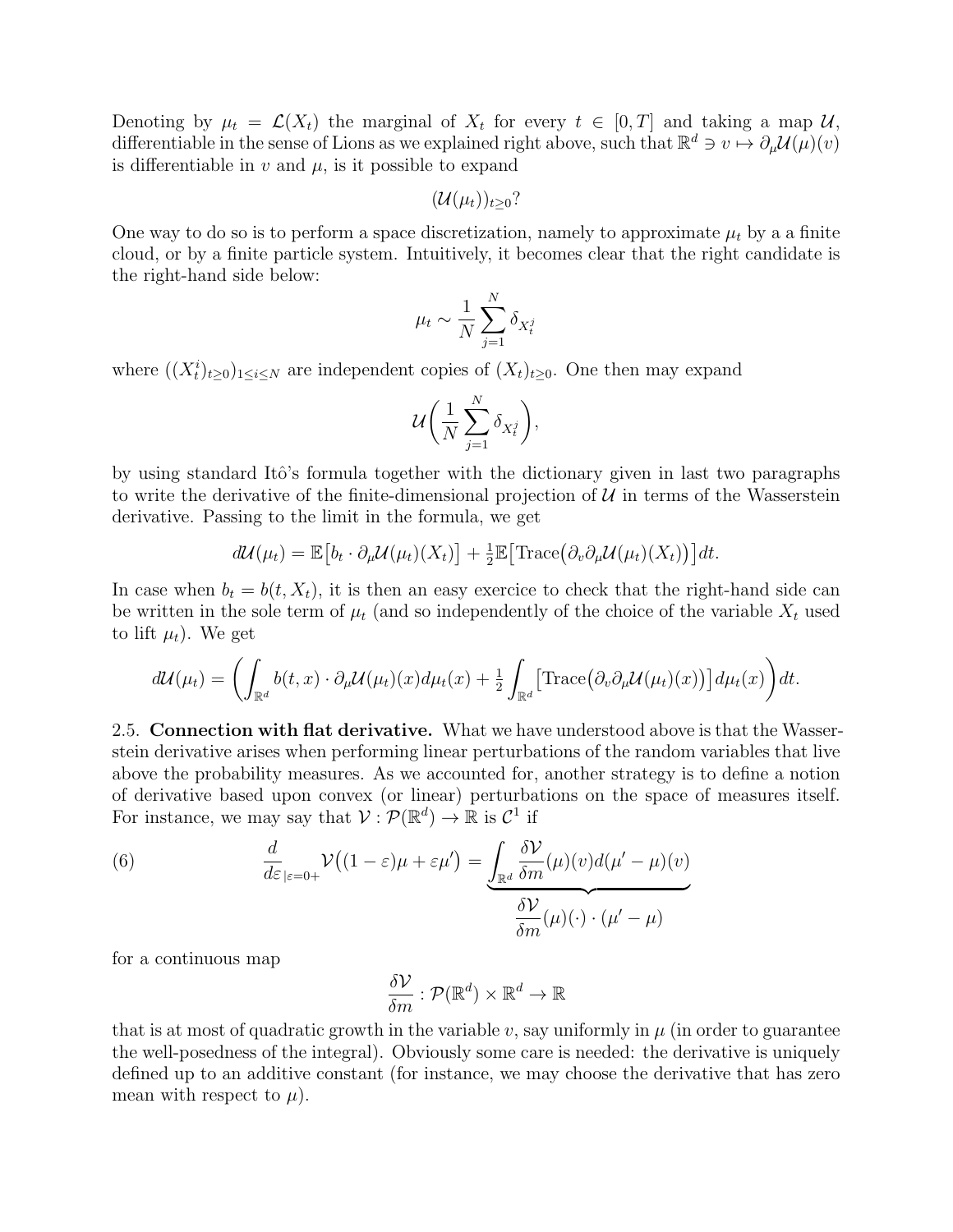Denoting by $\mu_t = \mathcal{L}(X_t)$ the marginal of $X_t$ for every $t \in [0,T]$ and taking a map $\mathcal{U}$, differentiable in the sense of Lions as we explained right above, such that $\mathbb{R}^d \ni v \mapsto \partial_\mu \mathcal{U}(\mu)(v)$ is differentiable in $v$ and $\mu$, is it possible to expand

$$(\mathcal{U}(\mu_t))_{t\geq 0}?$$

One way to do so is to perform a space discretization, namely to approximate $\mu_t$ by a a finite cloud, or by a finite particle system. Intuitively, it becomes clear that the right candidate is the right-hand side below:

$$\mu_t \sim \frac{1}{N}\sum_{j=1}^N \delta_{X_t^j}$$

where $((X_t^i)_{t\geq 0})_{1\leq i \leq N}$ are independent copies of $(X_t)_{t\geq 0}$. One then may expand

$$\mathcal{U}\bigg(\frac{1}{N}\sum_{j=1}^N \delta_{X_t^j}\bigg),$$

by using standard Itô's formula together with the dictionary given in last two paragraphs to write the derivative of the finite-dimensional projection of $\mathcal{U}$ in terms of the Wasserstein derivative. Passing to the limit in the formula, we get

$$d\mathcal{U}(\mu_t) = \mathbb{E}\big[b_t \cdot \partial_\mu \mathcal{U}(\mu_t)(X_t)\big] + \tfrac{1}{2}\mathbb{E}\big[\mathrm{Trace}\big(\partial_v \partial_\mu \mathcal{U}(\mu_t)(X_t)\big)\big]dt.$$

In case when $b_t = b(t, X_t)$, it is then an easy exercice to check that the right-hand side can be written in the sole term of $\mu_t$ (and so independently of the choice of the variable $X_t$ used to lift $\mu_t$). We get

$$d\mathcal{U}(\mu_t) = \bigg(\int_{\mathbb{R}^d} b(t,x)\cdot \partial_\mu \mathcal{U}(\mu_t)(x) d\mu_t(x) + \tfrac{1}{2}\int_{\mathbb{R}^d}\big[\mathrm{Trace}\big(\partial_v \partial_\mu \mathcal{U}(\mu_t)(x)\big)\big] d\mu_t(x)\bigg)dt.$$

2.5. **Connection with flat derivative.** What we have understood above is that the Wasserstein derivative arises when performing linear perturbations of the random variables that live above the probability measures. As we accounted for, another strategy is to define a notion of derivative based upon convex (or linear) perturbations on the space of measures itself. For instance, we may say that $\mathcal{V} : \mathcal{P}(\mathbb{R}^d) \to \mathbb{R}$ is $\mathcal{C}^1$ if

$$\frac{d}{d\varepsilon}_{|\varepsilon=0+} \mathcal{V}\big((1-\varepsilon)\mu + \varepsilon \mu'\big) = \underbrace{\int_{\mathbb{R}^d} \frac{\delta \mathcal{V}}{\delta m}(\mu)(v) d(\mu' - \mu)(v)}_{\displaystyle \frac{\delta \mathcal{V}}{\delta m}(\mu)(\cdot)\cdot(\mu'-\mu)} \tag{6}$$

for a continuous map

$$\frac{\delta \mathcal{V}}{\delta m} : \mathcal{P}(\mathbb{R}^d) \times \mathbb{R}^d \to \mathbb{R}$$

that is at most of quadratic growth in the variable $v$, say uniformly in $\mu$ (in order to guarantee the well-posedness of the integral). Obviously some care is needed: the derivative is uniquely defined up to an additive constant (for instance, we may choose the derivative that has zero mean with respect to $\mu$).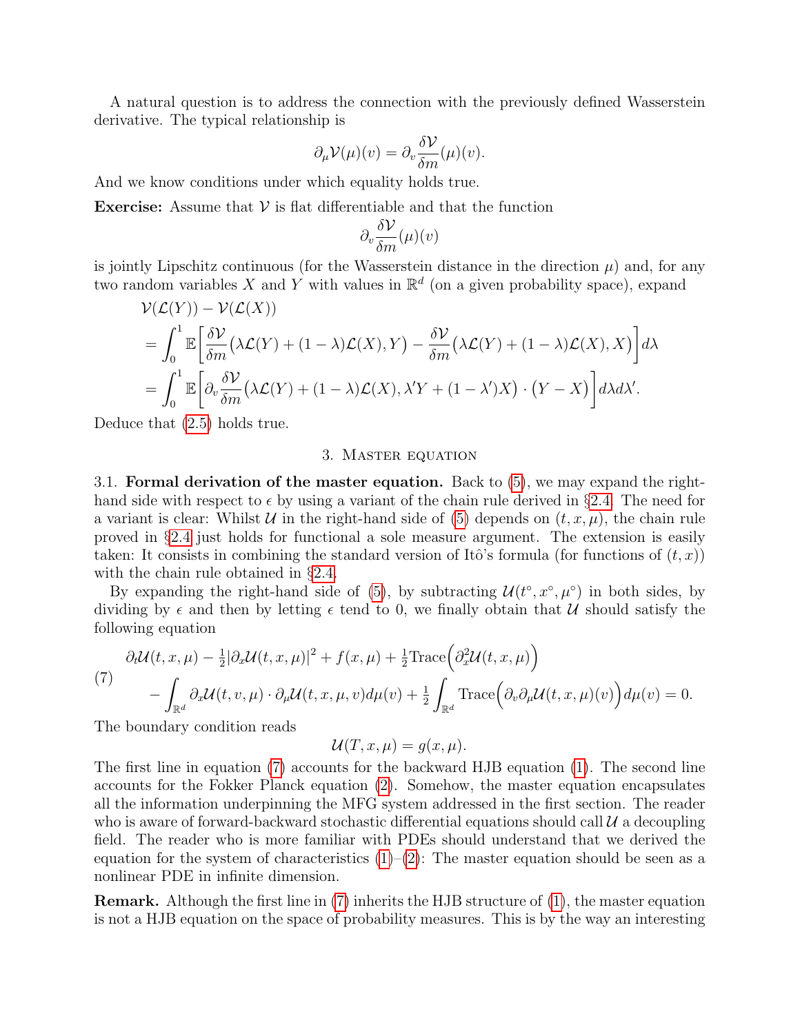A natural question is to address the connection with the previously defined Wasserstein derivative. The typical relationship is

$$\partial_\mu \mathcal{V}(\mu)(v) = \partial_v \frac{\delta \mathcal{V}}{\delta m}(\mu)(v).$$

And we know conditions under which equality holds true.

**Exercise:** Assume that $\mathcal{V}$ is flat differentiable and that the function

$$\partial_v \frac{\delta \mathcal{V}}{\delta m}(\mu)(v)$$

is jointly Lipschitz continuous (for the Wasserstein distance in the direction $\mu$) and, for any two random variables $X$ and $Y$ with values in $\mathbb{R}^d$ (on a given probability space), expand

$$\begin{aligned}
&\mathcal{V}(\mathcal{L}(Y)) - \mathcal{V}(\mathcal{L}(X)) \\
&= \int_0^1 \mathbb{E}\bigg[ \frac{\delta \mathcal{V}}{\delta m}\big(\lambda \mathcal{L}(Y) + (1-\lambda)\mathcal{L}(X), Y\big) - \frac{\delta \mathcal{V}}{\delta m}\big(\lambda \mathcal{L}(Y) + (1-\lambda)\mathcal{L}(X), X\big) \bigg] d\lambda \\
&= \int_0^1 \mathbb{E}\bigg[ \partial_v \frac{\delta \mathcal{V}}{\delta m}\big(\lambda \mathcal{L}(Y) + (1-\lambda)\mathcal{L}(X), \lambda' Y + (1-\lambda')X\big) \cdot \big(Y - X\big) \bigg] d\lambda d\lambda'.
\end{aligned}$$

Deduce that (2.5) holds true.

## 3. Master equation

3.1. **Formal derivation of the master equation.** Back to (5), we may expand the right-hand side with respect to $\epsilon$ by using a variant of the chain rule derived in §2.4. The need for a variant is clear: Whilst $\mathcal{U}$ in the right-hand side of (5) depends on $(t, x, \mu)$, the chain rule proved in §2.4 just holds for functional a sole measure argument. The extension is easily taken: It consists in combining the standard version of Itô's formula (for functions of $(t, x)$) with the chain rule obtained in §2.4.

By expanding the right-hand side of (5), by subtracting $\mathcal{U}(t^\circ, x^\circ, \mu^\circ)$ in both sides, by dividing by $\epsilon$ and then by letting $\epsilon$ tend to 0, we finally obtain that $\mathcal{U}$ should satisfy the following equation

$$\begin{aligned}
&\partial_t \mathcal{U}(t,x,\mu) - \tfrac{1}{2}|\partial_x \mathcal{U}(t,x,\mu)|^2 + f(x,\mu) + \tfrac{1}{2}\mathrm{Trace}\Big(\partial_x^2 \mathcal{U}(t,x,\mu)\Big) \\
&\quad - \int_{\mathbb{R}^d} \partial_x \mathcal{U}(t,v,\mu) \cdot \partial_\mu \mathcal{U}(t,x,\mu,v) d\mu(v) + \tfrac{1}{2}\int_{\mathbb{R}^d} \mathrm{Trace}\Big(\partial_v \partial_\mu \mathcal{U}(t,x,\mu)(v)\Big) d\mu(v) = 0.
\end{aligned} \tag{7}$$

The boundary condition reads

$$\mathcal{U}(T, x, \mu) = g(x, \mu).$$

The first line in equation (7) accounts for the backward HJB equation (1). The second line accounts for the Fokker Planck equation (2). Somehow, the master equation encapsulates all the information underpinning the MFG system addressed in the first section. The reader who is aware of forward-backward stochastic differential equations should call $\mathcal{U}$ a decoupling field. The reader who is more familiar with PDEs should understand that we derived the equation for the system of characteristics (1)–(2): The master equation should be seen as a nonlinear PDE in infinite dimension.

**Remark.** Although the first line in (7) inherits the HJB structure of (1), the master equation is not a HJB equation on the space of probability measures. This is by the way an interesting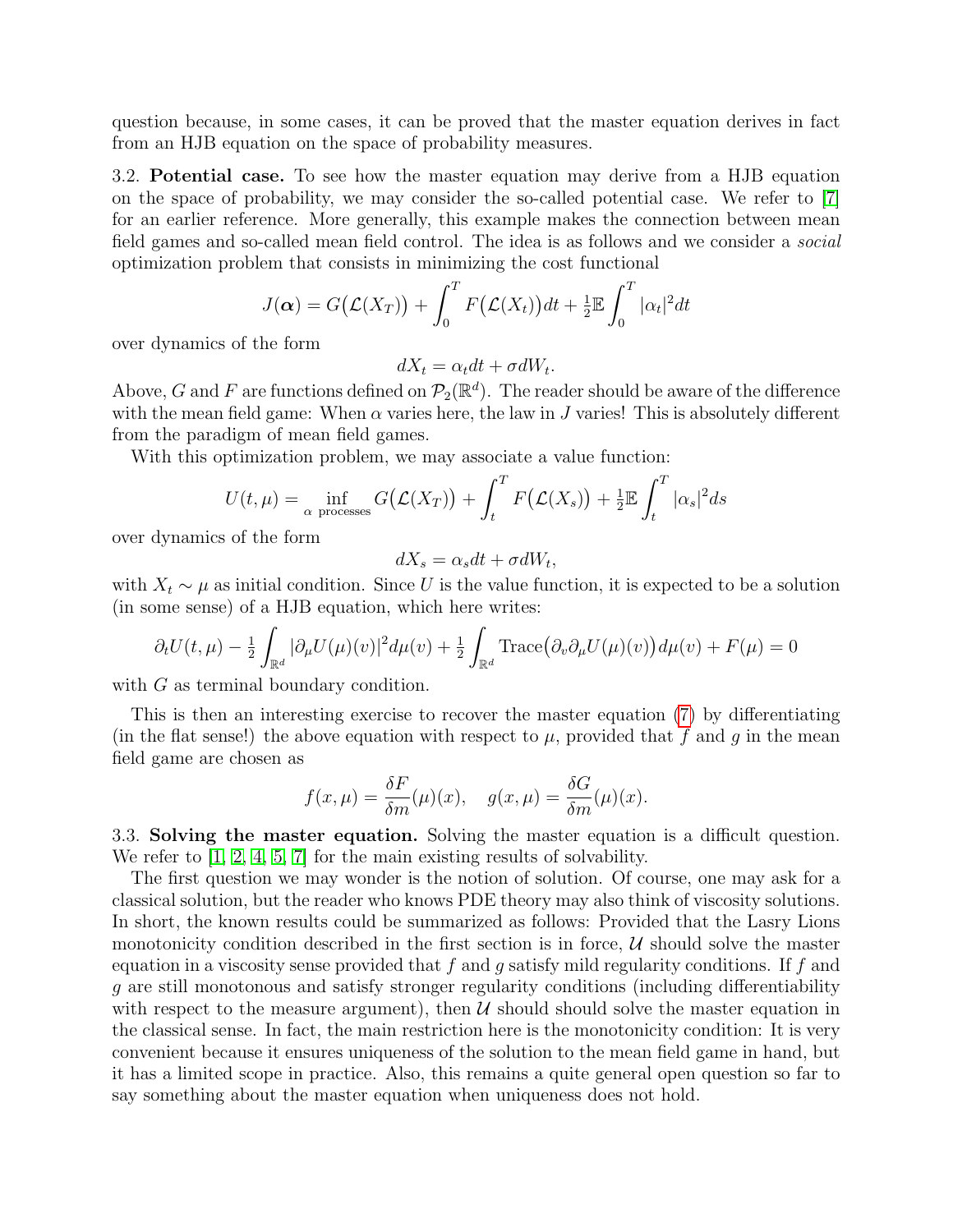question because, in some cases, it can be proved that the master equation derives in fact from an HJB equation on the space of probability measures.

**3.2. Potential case.** To see how the master equation may derive from a HJB equation on the space of probability, we may consider the so-called potential case. We refer to [7] for an earlier reference. More generally, this example makes the connection between mean field games and so-called mean field control. The idea is as follows and we consider a *social* optimization problem that consists in minimizing the cost functional

$$J(\boldsymbol{\alpha}) = G\big(\mathcal{L}(X_T)\big) + \int_0^T F\big(\mathcal{L}(X_t)\big)dt + \tfrac{1}{2}\mathbb{E}\int_0^T |\alpha_t|^2 dt$$

over dynamics of the form

$$dX_t = \alpha_t dt + \sigma dW_t.$$

Above, $G$ and $F$ are functions defined on $\mathcal{P}_2(\mathbb{R}^d)$. The reader should be aware of the difference with the mean field game: When $\alpha$ varies here, the law in $J$ varies! This is absolutely different from the paradigm of mean field games.

With this optimization problem, we may associate a value function:

$$U(t,\mu) = \inf_{\alpha \text{ processes}} G\big(\mathcal{L}(X_T)\big) + \int_t^T F\big(\mathcal{L}(X_s)\big) + \tfrac{1}{2}\mathbb{E}\int_t^T |\alpha_s|^2 ds$$

over dynamics of the form

$$dX_s = \alpha_s dt + \sigma dW_t,$$

with $X_t \sim \mu$ as initial condition. Since $U$ is the value function, it is expected to be a solution (in some sense) of a HJB equation, which here writes:

$$\partial_t U(t,\mu) - \tfrac{1}{2}\int_{\mathbb{R}^d} |\partial_\mu U(\mu)(v)|^2 d\mu(v) + \tfrac{1}{2}\int_{\mathbb{R}^d} \text{Trace}\big(\partial_v \partial_\mu U(\mu)(v)\big) d\mu(v) + F(\mu) = 0$$

with $G$ as terminal boundary condition.

This is then an interesting exercise to recover the master equation (7) by differentiating (in the flat sense!) the above equation with respect to $\mu$, provided that $f$ and $g$ in the mean field game are chosen as

$$f(x,\mu) = \frac{\delta F}{\delta m}(\mu)(x), \quad g(x,\mu) = \frac{\delta G}{\delta m}(\mu)(x).$$

**3.3. Solving the master equation.** Solving the master equation is a difficult question. We refer to [1, 2, 4, 5, 7] for the main existing results of solvability.

The first question we may wonder is the notion of solution. Of course, one may ask for a classical solution, but the reader who knows PDE theory may also think of viscosity solutions. In short, the known results could be summarized as follows: Provided that the Lasry Lions monotonicity condition described in the first section is in force, $\mathcal{U}$ should solve the master equation in a viscosity sense provided that $f$ and $g$ satisfy mild regularity conditions. If $f$ and $g$ are still monotonous and satisfy stronger regularity conditions (including differentiability with respect to the measure argument), then $\mathcal{U}$ should should solve the master equation in the classical sense. In fact, the main restriction here is the monotonicity condition: It is very convenient because it ensures uniqueness of the solution to the mean field game in hand, but it has a limited scope in practice. Also, this remains a quite general open question so far to say something about the master equation when uniqueness does not hold.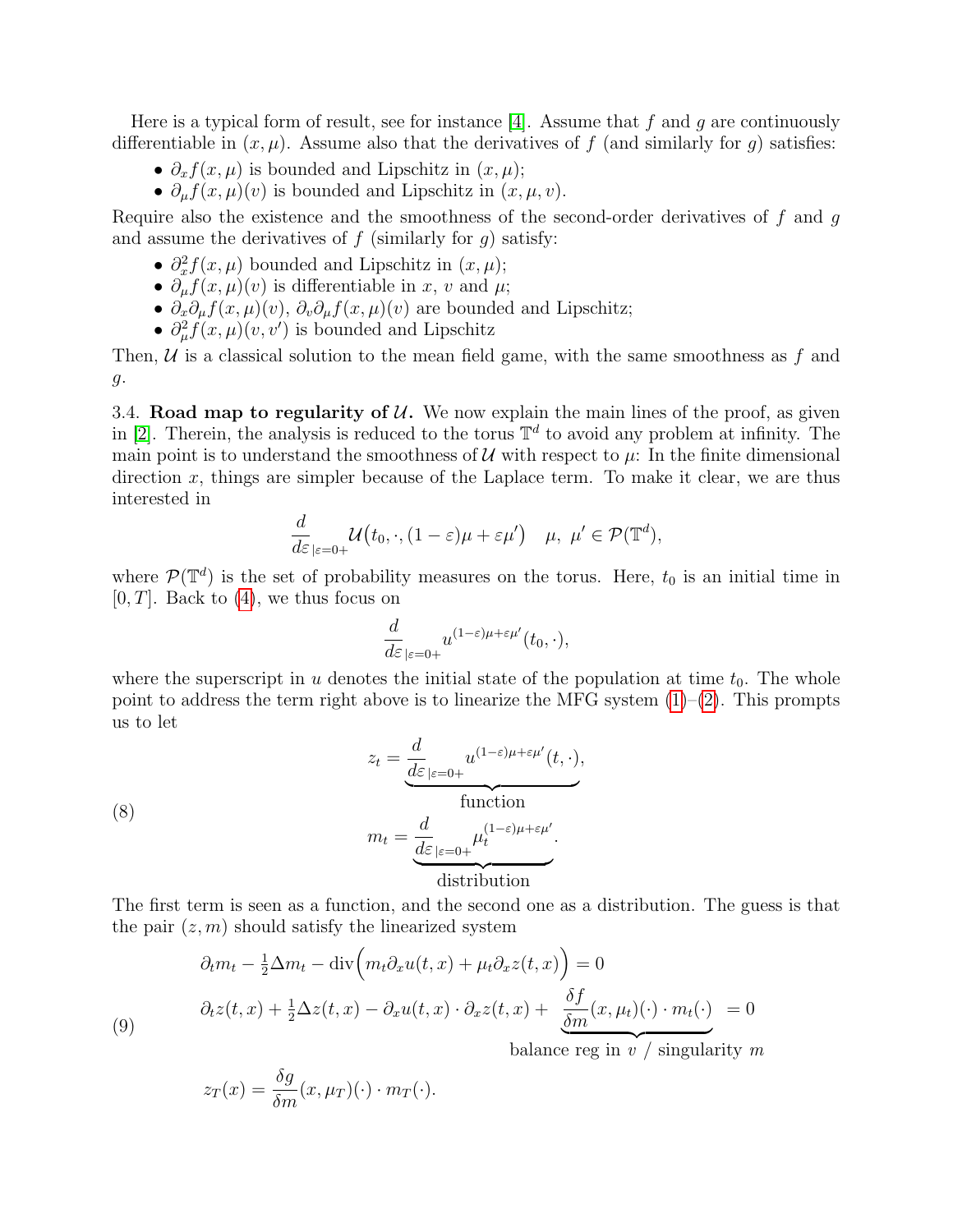Here is a typical form of result, see for instance [4]. Assume that $f$ and $g$ are continuously differentiable in $(x,\mu)$. Assume also that the derivatives of $f$ (and similarly for $g$) satisfies:

- $\partial_x f(x,\mu)$ is bounded and Lipschitz in $(x,\mu)$;
- $\partial_\mu f(x,\mu)(v)$ is bounded and Lipschitz in $(x,\mu,v)$.

Require also the existence and the smoothness of the second-order derivatives of $f$ and $g$ and assume the derivatives of $f$ (similarly for $g$) satisfy:

- $\partial_x^2 f(x,\mu)$ bounded and Lipschitz in $(x,\mu)$;
- $\partial_\mu f(x,\mu)(v)$ is differentiable in $x$, $v$ and $\mu$;
- $\partial_x \partial_\mu f(x,\mu)(v)$, $\partial_v \partial_\mu f(x,\mu)(v)$ are bounded and Lipschitz;
- $\partial_\mu^2 f(x,\mu)(v,v')$ is bounded and Lipschitz

Then, $\mathcal{U}$ is a classical solution to the mean field game, with the same smoothness as $f$ and $g$.

3.4. **Road map to regularity of $\mathcal{U}$.** We now explain the main lines of the proof, as given in [2]. Therein, the analysis is reduced to the torus $\mathbb{T}^d$ to avoid any problem at infinity. The main point is to understand the smoothness of $\mathcal{U}$ with respect to $\mu$: In the finite dimensional direction $x$, things are simpler because of the Laplace term. To make it clear, we are thus interested in

$$\frac{d}{d\varepsilon}_{|\varepsilon=0+} \mathcal{U}\big(t_0,\cdot,(1-\varepsilon)\mu+\varepsilon\mu'\big) \quad \mu,\ \mu' \in \mathcal{P}(\mathbb{T}^d),$$

where $\mathcal{P}(\mathbb{T}^d)$ is the set of probability measures on the torus. Here, $t_0$ is an initial time in $[0,T]$. Back to (4), we thus focus on

$$\frac{d}{d\varepsilon}_{|\varepsilon=0+} u^{(1-\varepsilon)\mu+\varepsilon\mu'}(t_0,\cdot),$$

where the superscript in $u$ denotes the initial state of the population at time $t_0$. The whole point to address the term right above is to linearize the MFG system (1)–(2). This prompts us to let

$$\begin{aligned} z_t &= \underbrace{\frac{d}{d\varepsilon}_{|\varepsilon=0+} u^{(1-\varepsilon)\mu+\varepsilon\mu'}(t,\cdot)}_{\text{function}}, \\ m_t &= \underbrace{\frac{d}{d\varepsilon}_{|\varepsilon=0+} \mu_t^{(1-\varepsilon)\mu+\varepsilon\mu'}}_{\text{distribution}}. \end{aligned} \tag{8}$$

The first term is seen as a function, and the second one as a distribution. The guess is that the pair $(z,m)$ should satisfy the linearized system

$$\begin{aligned} &\partial_t m_t - \tfrac{1}{2}\Delta m_t - \operatorname{div}\Big(m_t \partial_x u(t,x) + \mu_t \partial_x z(t,x)\Big) = 0 \\ &\partial_t z(t,x) + \tfrac{1}{2}\Delta z(t,x) - \partial_x u(t,x)\cdot \partial_x z(t,x) + \underbrace{\frac{\delta f}{\delta m}(x,\mu_t)(\cdot)\cdot m_t(\cdot)}_{\text{balance reg in } v \text{ / singularity } m} = 0 \\ &z_T(x) = \frac{\delta g}{\delta m}(x,\mu_T)(\cdot)\cdot m_T(\cdot). \end{aligned} \tag{9}$$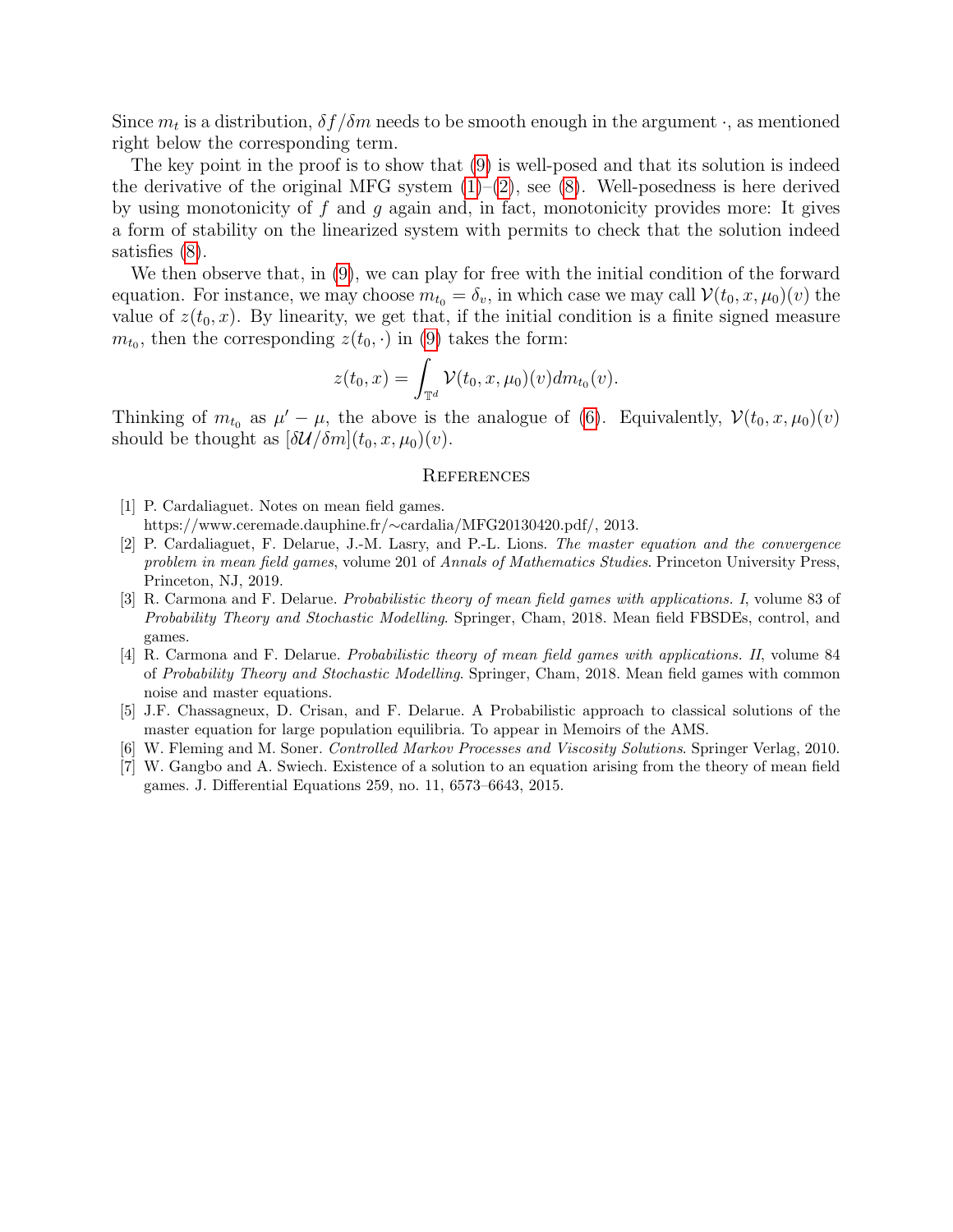Since $m_t$ is a distribution, $\delta f/\delta m$ needs to be smooth enough in the argument $\cdot$, as mentioned right below the corresponding term.

The key point in the proof is to show that (9) is well-posed and that its solution is indeed the derivative of the original MFG system (1)–(2), see (8). Well-posedness is here derived by using monotonicity of $f$ and $g$ again and, in fact, monotonicity provides more: It gives a form of stability on the linearized system with permits to check that the solution indeed satisfies (8).

We then observe that, in (9), we can play for free with the initial condition of the forward equation. For instance, we may choose $m_{t_0} = \delta_v$, in which case we may call $\mathcal{V}(t_0, x, \mu_0)(v)$ the value of $z(t_0, x)$. By linearity, we get that, if the initial condition is a finite signed measure $m_{t_0}$, then the corresponding $z(t_0, \cdot)$ in (9) takes the form:

$$z(t_0, x) = \int_{\mathbb{T}^d} \mathcal{V}(t_0, x, \mu_0)(v) dm_{t_0}(v).$$

Thinking of $m_{t_0}$ as $\mu' - \mu$, the above is the analogue of (6). Equivalently, $\mathcal{V}(t_0, x, \mu_0)(v)$ should be thought as $[\delta\mathcal{U}/\delta m](t_0, x, \mu_0)(v)$.

## References

[1] P. Cardaliaguet. Notes on mean field games. https://www.ceremade.dauphine.fr/∼cardalia/MFG20130420.pdf/, 2013.

[2] P. Cardaliaguet, F. Delarue, J.-M. Lasry, and P.-L. Lions. *The master equation and the convergence problem in mean field games*, volume 201 of *Annals of Mathematics Studies*. Princeton University Press, Princeton, NJ, 2019.

[3] R. Carmona and F. Delarue. *Probabilistic theory of mean field games with applications. I*, volume 83 of *Probability Theory and Stochastic Modelling*. Springer, Cham, 2018. Mean field FBSDEs, control, and games.

[4] R. Carmona and F. Delarue. *Probabilistic theory of mean field games with applications. II*, volume 84 of *Probability Theory and Stochastic Modelling*. Springer, Cham, 2018. Mean field games with common noise and master equations.

[5] J.F. Chassagneux, D. Crisan, and F. Delarue. A Probabilistic approach to classical solutions of the master equation for large population equilibria. To appear in Memoirs of the AMS.

[6] W. Fleming and M. Soner. *Controlled Markov Processes and Viscosity Solutions*. Springer Verlag, 2010.

[7] W. Gangbo and A. Swiech. Existence of a solution to an equation arising from the theory of mean field games. J. Differential Equations 259, no. 11, 6573–6643, 2015.